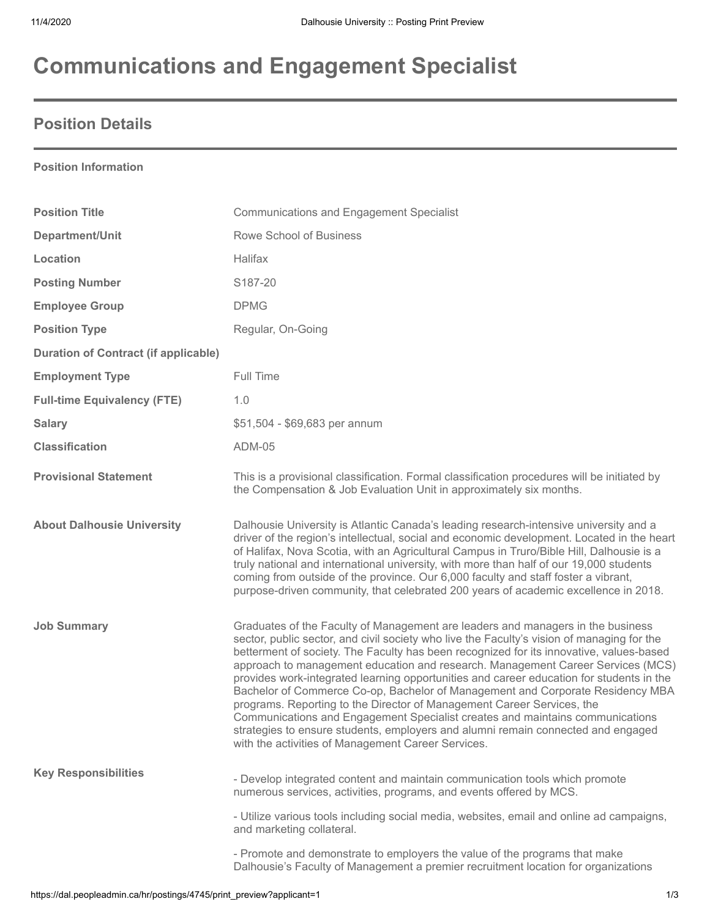# Communications and Engagement Specialist

## Position Details

**Position Information**

| | |
|---|---|
| **Position Title** | Communications and Engagement Specialist |
| **Department/Unit** | Rowe School of Business |
| **Location** | Halifax |
| **Posting Number** | S187-20 |
| **Employee Group** | DPMG |
| **Position Type** | Regular, On-Going |
| **Duration of Contract (if applicable)** | |
| **Employment Type** | Full Time |
| **Full-time Equivalency (FTE)** | 1.0 |
| **Salary** | $51,504 - $69,683 per annum |
| **Classification** | ADM-05 |
| **Provisional Statement** | This is a provisional classification. Formal classification procedures will be initiated by the Compensation & Job Evaluation Unit in approximately six months. |
| **About Dalhousie University** | Dalhousie University is Atlantic Canada's leading research-intensive university and a driver of the region's intellectual, social and economic development. Located in the heart of Halifax, Nova Scotia, with an Agricultural Campus in Truro/Bible Hill, Dalhousie is a truly national and international university, with more than half of our 19,000 students coming from outside of the province. Our 6,000 faculty and staff foster a vibrant, purpose-driven community, that celebrated 200 years of academic excellence in 2018. |
| **Job Summary** | Graduates of the Faculty of Management are leaders and managers in the business sector, public sector, and civil society who live the Faculty's vision of managing for the betterment of society. The Faculty has been recognized for its innovative, values-based approach to management education and research. Management Career Services (MCS) provides work-integrated learning opportunities and career education for students in the Bachelor of Commerce Co-op, Bachelor of Management and Corporate Residency MBA programs. Reporting to the Director of Management Career Services, the Communications and Engagement Specialist creates and maintains communications strategies to ensure students, employers and alumni remain connected and engaged with the activities of Management Career Services. |

**Key Responsibilities**

- Develop integrated content and maintain communication tools which promote numerous services, activities, programs, and events offered by MCS.

- Utilize various tools including social media, websites, email and online ad campaigns, and marketing collateral.

- Promote and demonstrate to employers the value of the programs that make Dalhousie's Faculty of Management a premier recruitment location for organizations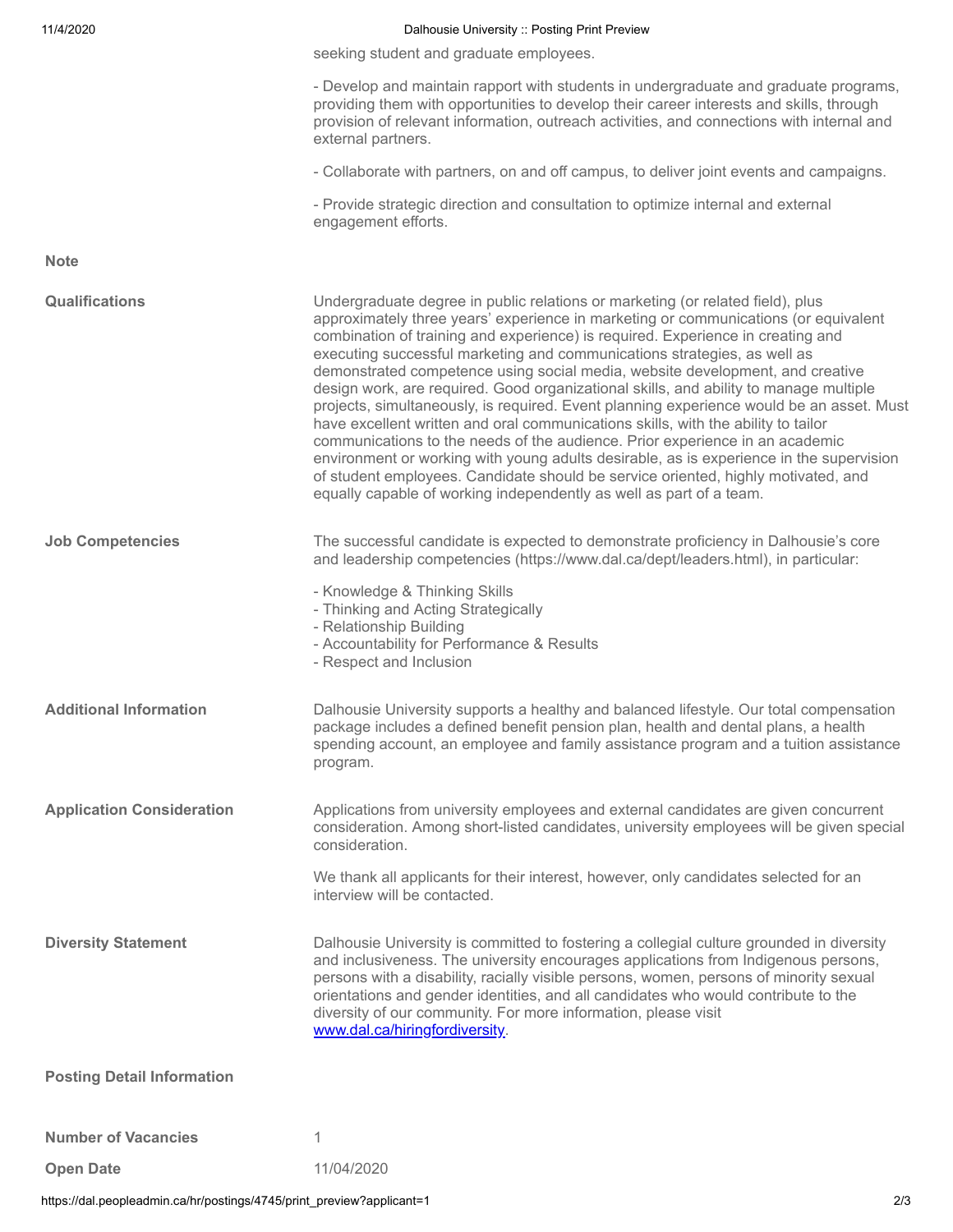seeking student and graduate employees.

- Develop and maintain rapport with students in undergraduate and graduate programs, providing them with opportunities to develop their career interests and skills, through provision of relevant information, outreach activities, and connections with internal and external partners.

- Collaborate with partners, on and off campus, to deliver joint events and campaigns.

- Provide strategic direction and consultation to optimize internal and external engagement efforts.

**Note**

**Qualifications**

Undergraduate degree in public relations or marketing (or related field), plus approximately three years' experience in marketing or communications (or equivalent combination of training and experience) is required. Experience in creating and executing successful marketing and communications strategies, as well as demonstrated competence using social media, website development, and creative design work, are required. Good organizational skills, and ability to manage multiple projects, simultaneously, is required. Event planning experience would be an asset. Must have excellent written and oral communications skills, with the ability to tailor communications to the needs of the audience. Prior experience in an academic environment or working with young adults desirable, as is experience in the supervision of student employees. Candidate should be service oriented, highly motivated, and equally capable of working independently as well as part of a team.

**Job Competencies**

The successful candidate is expected to demonstrate proficiency in Dalhousie's core and leadership competencies (https://www.dal.ca/dept/leaders.html), in particular:

- Knowledge & Thinking Skills
- Thinking and Acting Strategically
- Relationship Building
- Accountability for Performance & Results
- Respect and Inclusion

**Additional Information**

Dalhousie University supports a healthy and balanced lifestyle. Our total compensation package includes a defined benefit pension plan, health and dental plans, a health spending account, an employee and family assistance program and a tuition assistance program.

**Application Consideration**

Applications from university employees and external candidates are given concurrent consideration. Among short-listed candidates, university employees will be given special consideration.

We thank all applicants for their interest, however, only candidates selected for an interview will be contacted.

**Diversity Statement**

Dalhousie University is committed to fostering a collegial culture grounded in diversity and inclusiveness. The university encourages applications from Indigenous persons, persons with a disability, racially visible persons, women, persons of minority sexual orientations and gender identities, and all candidates who would contribute to the diversity of our community. For more information, please visit [www.dal.ca/hiringfordiversity](www.dal.ca/hiringfordiversity).

**Posting Detail Information**

**Number of Vacancies** 1

**Open Date** 11/04/2020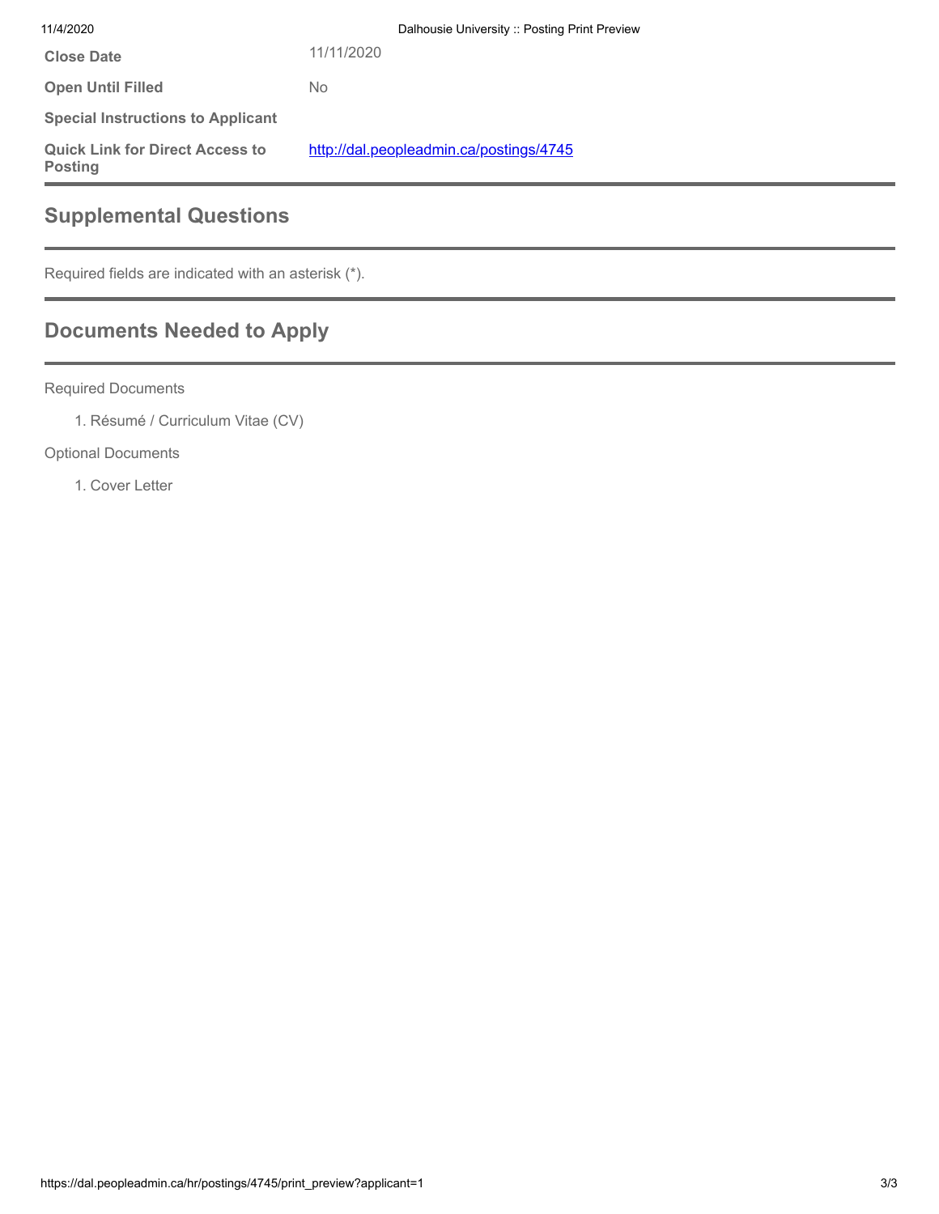| | |
|---|---|
| **Close Date** | 11/11/2020 |
| **Open Until Filled** | No |
| **Special Instructions to Applicant** | |
| **Quick Link for Direct Access to Posting** | http://dal.peopleadmin.ca/postings/4745 |

## Supplemental Questions

Required fields are indicated with an asterisk (*).

## Documents Needed to Apply

Required Documents

1. Résumé / Curriculum Vitae (CV)

Optional Documents

1. Cover Letter